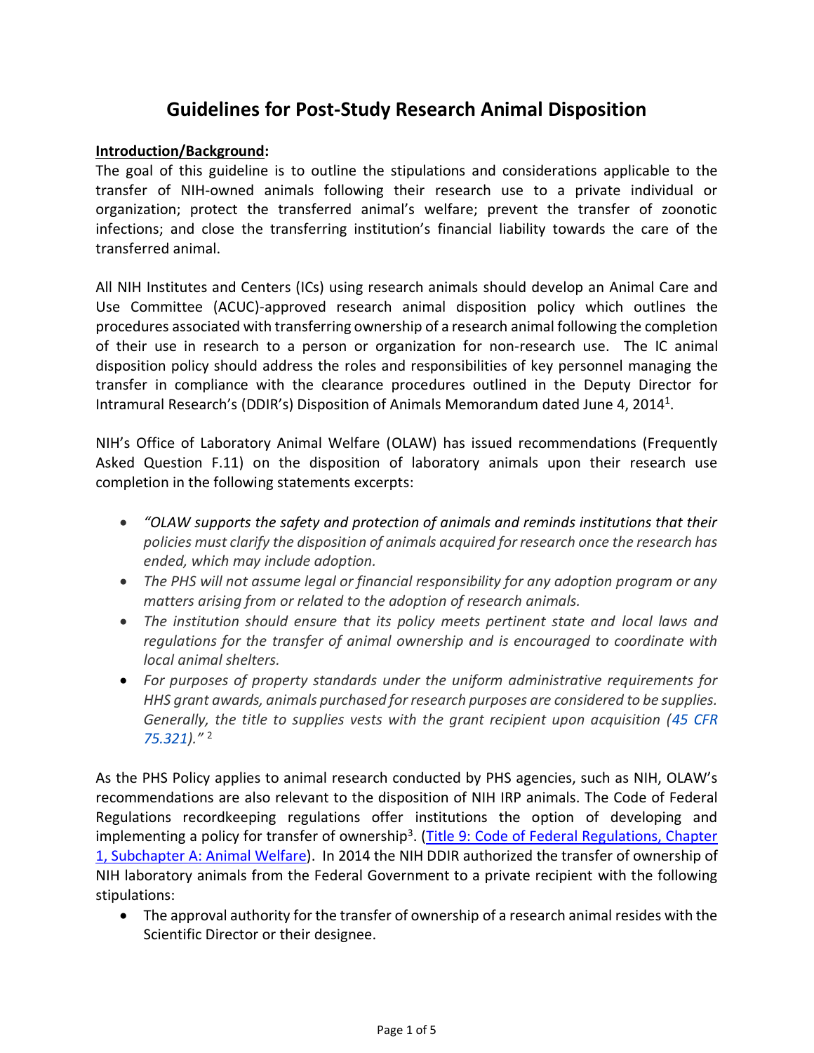# Guidelines for Post-Study Research Animal Disposition

**<u>Introduction/Background</u>:**

The goal of this guideline is to outline the stipulations and considerations applicable to the transfer of NIH-owned animals following their research use to a private individual or organization; protect the transferred animal's welfare; prevent the transfer of zoonotic infections; and close the transferring institution's financial liability towards the care of the transferred animal.

All NIH Institutes and Centers (ICs) using research animals should develop an Animal Care and Use Committee (ACUC)-approved research animal disposition policy which outlines the procedures associated with transferring ownership of a research animal following the completion of their use in research to a person or organization for non-research use. The IC animal disposition policy should address the roles and responsibilities of key personnel managing the transfer in compliance with the clearance procedures outlined in the Deputy Director for Intramural Research's (DDIR's) Disposition of Animals Memorandum dated June 4, 2014[1].

NIH's Office of Laboratory Animal Welfare (OLAW) has issued recommendations (Frequently Asked Question F.11) on the disposition of laboratory animals upon their research use completion in the following statements excerpts:

- *"OLAW supports the safety and protection of animals and reminds institutions that their policies must clarify the disposition of animals acquired for research once the research has ended, which may include adoption.*
- *The PHS will not assume legal or financial responsibility for any adoption program or any matters arising from or related to the adoption of research animals.*
- *The institution should ensure that its policy meets pertinent state and local laws and regulations for the transfer of animal ownership and is encouraged to coordinate with local animal shelters.*
- *For purposes of property standards under the uniform administrative requirements for HHS grant awards, animals purchased for research purposes are considered to be supplies. Generally, the title to supplies vests with the grant recipient upon acquisition (45 CFR 75.321)."* [2]

As the PHS Policy applies to animal research conducted by PHS agencies, such as NIH, OLAW's recommendations are also relevant to the disposition of NIH IRP animals. The Code of Federal Regulations recordkeeping regulations offer institutions the option of developing and implementing a policy for transfer of ownership[3]. (Title 9: Code of Federal Regulations, Chapter 1, Subchapter A: Animal Welfare). In 2014 the NIH DDIR authorized the transfer of ownership of NIH laboratory animals from the Federal Government to a private recipient with the following stipulations:

- The approval authority for the transfer of ownership of a research animal resides with the Scientific Director or their designee.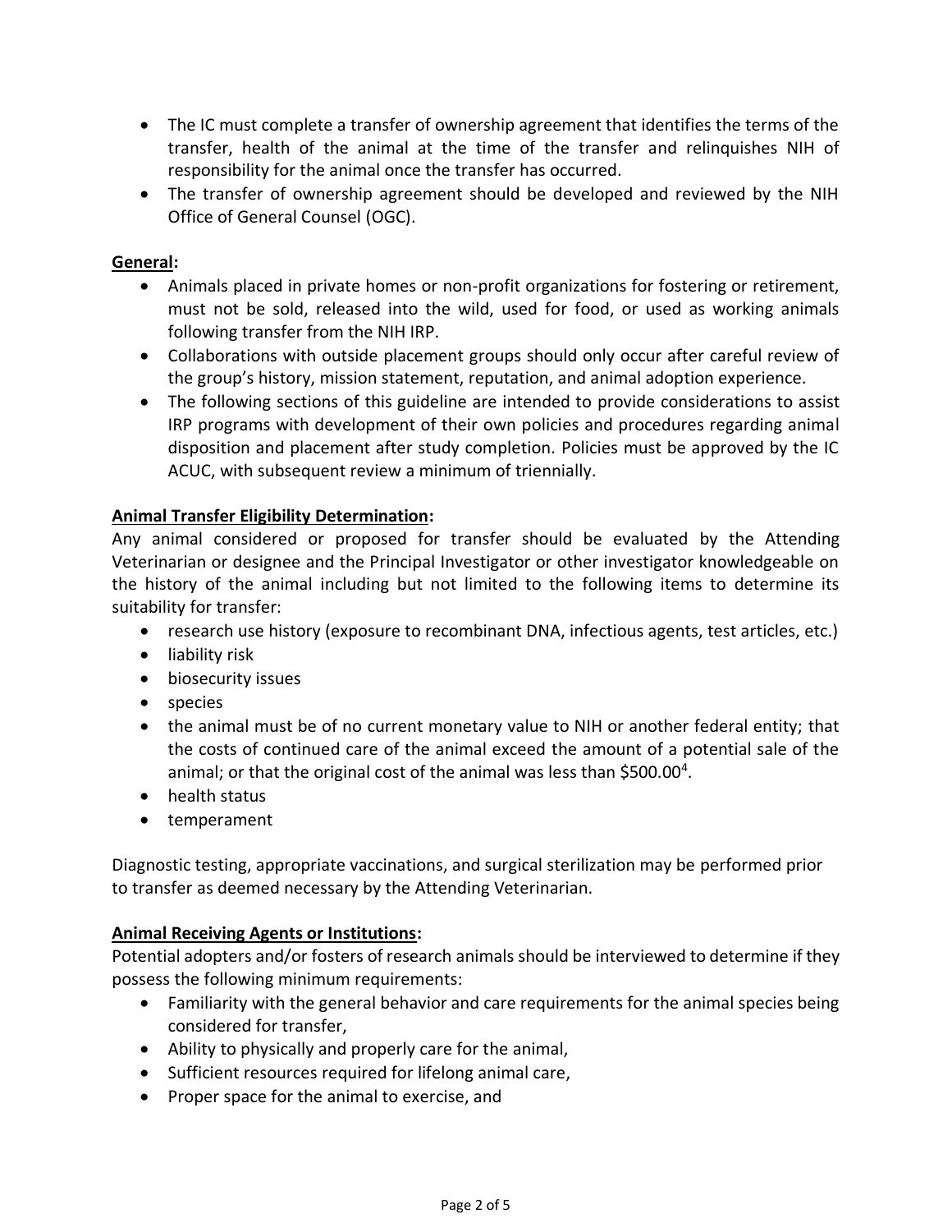- The IC must complete a transfer of ownership agreement that identifies the terms of the transfer, health of the animal at the time of the transfer and relinquishes NIH of responsibility for the animal once the transfer has occurred.
- The transfer of ownership agreement should be developed and reviewed by the NIH Office of General Counsel (OGC).

**General:**

- Animals placed in private homes or non-profit organizations for fostering or retirement, must not be sold, released into the wild, used for food, or used as working animals following transfer from the NIH IRP.
- Collaborations with outside placement groups should only occur after careful review of the group's history, mission statement, reputation, and animal adoption experience.
- The following sections of this guideline are intended to provide considerations to assist IRP programs with development of their own policies and procedures regarding animal disposition and placement after study completion. Policies must be approved by the IC ACUC, with subsequent review a minimum of triennially.

**Animal Transfer Eligibility Determination:**

Any animal considered or proposed for transfer should be evaluated by the Attending Veterinarian or designee and the Principal Investigator or other investigator knowledgeable on the history of the animal including but not limited to the following items to determine its suitability for transfer:

- research use history (exposure to recombinant DNA, infectious agents, test articles, etc.)
- liability risk
- biosecurity issues
- species
- the animal must be of no current monetary value to NIH or another federal entity; that the costs of continued care of the animal exceed the amount of a potential sale of the animal; or that the original cost of the animal was less than $500.00[4].
- health status
- temperament

Diagnostic testing, appropriate vaccinations, and surgical sterilization may be performed prior to transfer as deemed necessary by the Attending Veterinarian.

**Animal Receiving Agents or Institutions:**

Potential adopters and/or fosters of research animals should be interviewed to determine if they possess the following minimum requirements:

- Familiarity with the general behavior and care requirements for the animal species being considered for transfer,
- Ability to physically and properly care for the animal,
- Sufficient resources required for lifelong animal care,
- Proper space for the animal to exercise, and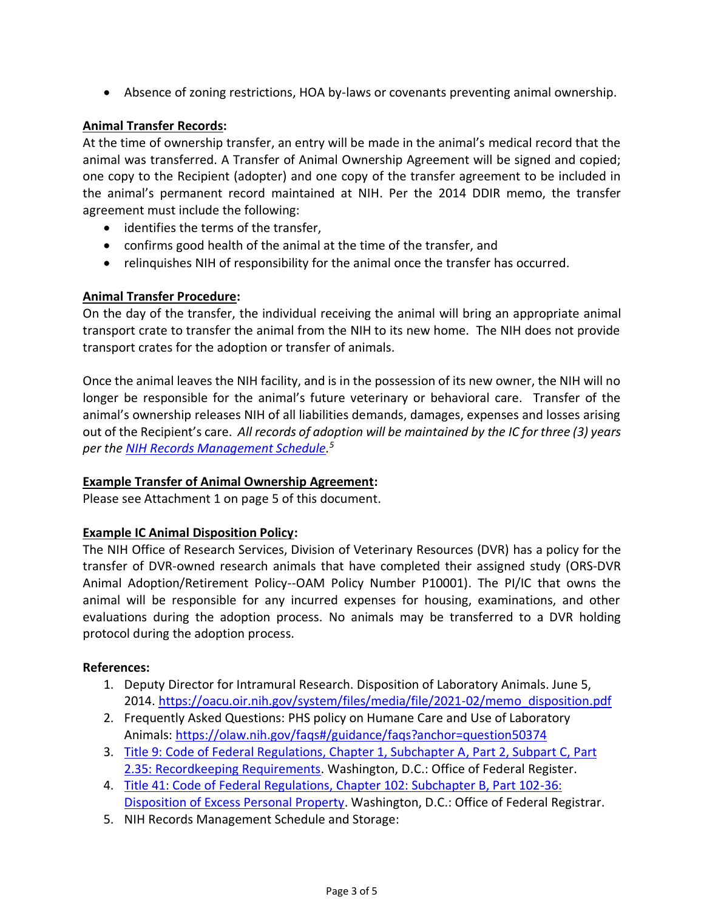- Absence of zoning restrictions, HOA by-laws or covenants preventing animal ownership.

**Animal Transfer Records:**

At the time of ownership transfer, an entry will be made in the animal's medical record that the animal was transferred. A Transfer of Animal Ownership Agreement will be signed and copied; one copy to the Recipient (adopter) and one copy of the transfer agreement to be included in the animal's permanent record maintained at NIH. Per the 2014 DDIR memo, the transfer agreement must include the following:

- identifies the terms of the transfer,
- confirms good health of the animal at the time of the transfer, and
- relinquishes NIH of responsibility for the animal once the transfer has occurred.

**Animal Transfer Procedure:**

On the day of the transfer, the individual receiving the animal will bring an appropriate animal transport crate to transfer the animal from the NIH to its new home. The NIH does not provide transport crates for the adoption or transfer of animals.

Once the animal leaves the NIH facility, and is in the possession of its new owner, the NIH will no longer be responsible for the animal's future veterinary or behavioral care. Transfer of the animal's ownership releases NIH of all liabilities demands, damages, expenses and losses arising out of the Recipient's care. *All records of adoption will be maintained by the IC for three (3) years per the NIH Records Management Schedule.[5]*

**Example Transfer of Animal Ownership Agreement:**

Please see Attachment 1 on page 5 of this document.

**Example IC Animal Disposition Policy:**

The NIH Office of Research Services, Division of Veterinary Resources (DVR) has a policy for the transfer of DVR-owned research animals that have completed their assigned study (ORS-DVR Animal Adoption/Retirement Policy--OAM Policy Number P10001). The PI/IC that owns the animal will be responsible for any incurred expenses for housing, examinations, and other evaluations during the adoption process. No animals may be transferred to a DVR holding protocol during the adoption process.

**References:**

1. Deputy Director for Intramural Research. Disposition of Laboratory Animals. June 5, 2014. https://oacu.oir.nih.gov/system/files/media/file/2021-02/memo_disposition.pdf
2. Frequently Asked Questions: PHS policy on Humane Care and Use of Laboratory Animals: https://olaw.nih.gov/faqs#/guidance/faqs?anchor=question50374
3. Title 9: Code of Federal Regulations, Chapter 1, Subchapter A, Part 2, Subpart C, Part 2.35: Recordkeeping Requirements. Washington, D.C.: Office of Federal Register.
4. Title 41: Code of Federal Regulations, Chapter 102: Subchapter B, Part 102-36: Disposition of Excess Personal Property. Washington, D.C.: Office of Federal Registrar.
5. NIH Records Management Schedule and Storage: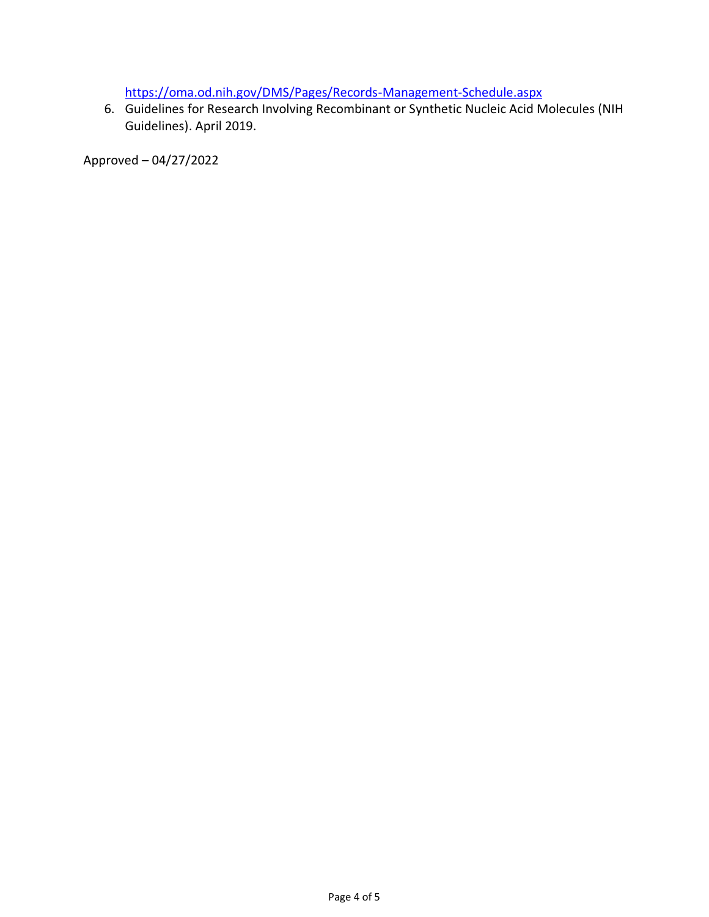https://oma.od.nih.gov/DMS/Pages/Records-Management-Schedule.aspx

6. Guidelines for Research Involving Recombinant or Synthetic Nucleic Acid Molecules (NIH Guidelines). April 2019.

Approved – 04/27/2022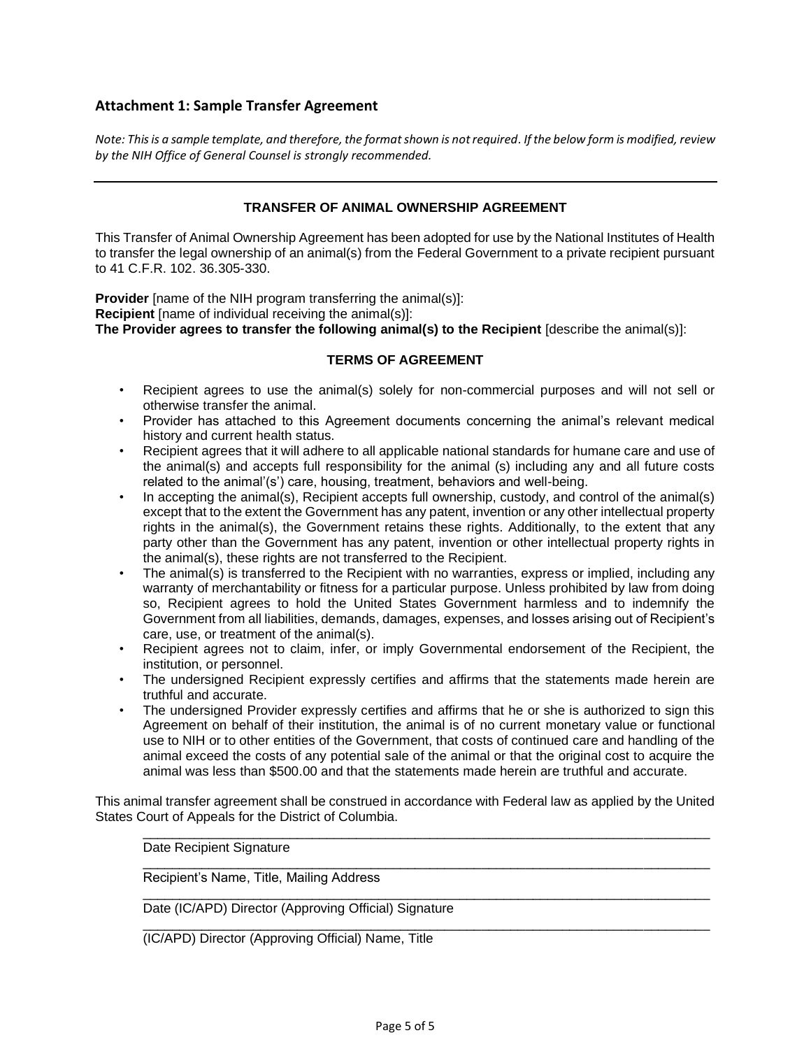## Attachment 1: Sample Transfer Agreement

*Note: This is a sample template, and therefore, the format shown is not required. If the below form is modified, review by the NIH Office of General Counsel is strongly recommended.*

---

### TRANSFER OF ANIMAL OWNERSHIP AGREEMENT

This Transfer of Animal Ownership Agreement has been adopted for use by the National Institutes of Health to transfer the legal ownership of an animal(s) from the Federal Government to a private recipient pursuant to 41 C.F.R. 102. 36.305-330.

**Provider** [name of the NIH program transferring the animal(s)]:
**Recipient** [name of individual receiving the animal(s)]:
**The Provider agrees to transfer the following animal(s) to the Recipient** [describe the animal(s)]:

### TERMS OF AGREEMENT

- Recipient agrees to use the animal(s) solely for non-commercial purposes and will not sell or otherwise transfer the animal.
- Provider has attached to this Agreement documents concerning the animal's relevant medical history and current health status.
- Recipient agrees that it will adhere to all applicable national standards for humane care and use of the animal(s) and accepts full responsibility for the animal (s) including any and all future costs related to the animal'(s') care, housing, treatment, behaviors and well-being.
- In accepting the animal(s), Recipient accepts full ownership, custody, and control of the animal(s) except that to the extent the Government has any patent, invention or any other intellectual property rights in the animal(s), the Government retains these rights. Additionally, to the extent that any party other than the Government has any patent, invention or other intellectual property rights in the animal(s), these rights are not transferred to the Recipient.
- The animal(s) is transferred to the Recipient with no warranties, express or implied, including any warranty of merchantability or fitness for a particular purpose. Unless prohibited by law from doing so, Recipient agrees to hold the United States Government harmless and to indemnify the Government from all liabilities, demands, damages, expenses, and losses arising out of Recipient's care, use, or treatment of the animal(s).
- Recipient agrees not to claim, infer, or imply Governmental endorsement of the Recipient, the institution, or personnel.
- The undersigned Recipient expressly certifies and affirms that the statements made herein are truthful and accurate.
- The undersigned Provider expressly certifies and affirms that he or she is authorized to sign this Agreement on behalf of their institution, the animal is of no current monetary value or functional use to NIH or to other entities of the Government, that costs of continued care and handling of the animal exceed the costs of any potential sale of the animal or that the original cost to acquire the animal was less than $500.00 and that the statements made herein are truthful and accurate.

This animal transfer agreement shall be construed in accordance with Federal law as applied by the United States Court of Appeals for the District of Columbia.

\_\_\_\_\_\_\_\_\_\_\_\_\_\_\_\_\_\_\_\_\_\_\_\_\_\_\_\_\_\_\_\_\_\_\_\_\_\_\_\_\_\_\_\_\_\_\_\_\_\_\_\_\_\_\_\_\_\_\_\_
Date Recipient Signature

\_\_\_\_\_\_\_\_\_\_\_\_\_\_\_\_\_\_\_\_\_\_\_\_\_\_\_\_\_\_\_\_\_\_\_\_\_\_\_\_\_\_\_\_\_\_\_\_\_\_\_\_\_\_\_\_\_\_\_\_
Recipient's Name, Title, Mailing Address

\_\_\_\_\_\_\_\_\_\_\_\_\_\_\_\_\_\_\_\_\_\_\_\_\_\_\_\_\_\_\_\_\_\_\_\_\_\_\_\_\_\_\_\_\_\_\_\_\_\_\_\_\_\_\_\_\_\_\_\_
Date (IC/APD) Director (Approving Official) Signature

\_\_\_\_\_\_\_\_\_\_\_\_\_\_\_\_\_\_\_\_\_\_\_\_\_\_\_\_\_\_\_\_\_\_\_\_\_\_\_\_\_\_\_\_\_\_\_\_\_\_\_\_\_\_\_\_\_\_\_\_
(IC/APD) Director (Approving Official) Name, Title